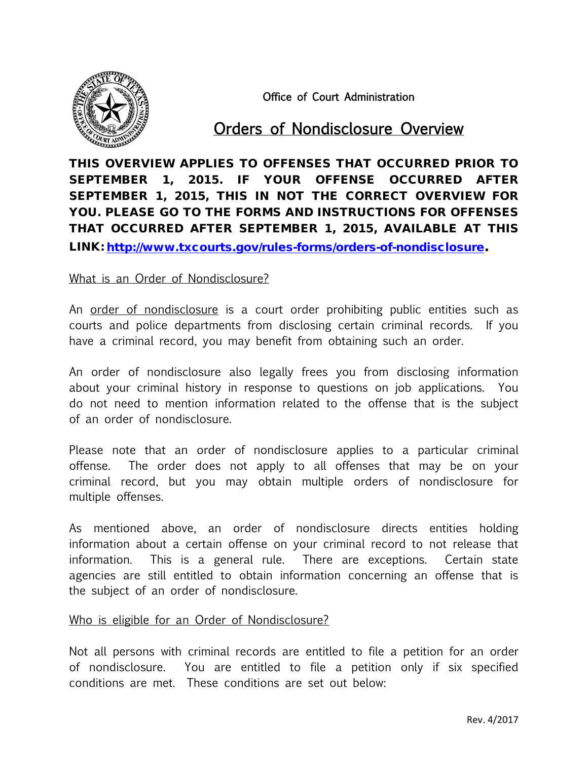Office of Court Administration

# Orders of Nondisclosure Overview

**THIS OVERVIEW APPLIES TO OFFENSES THAT OCCURRED PRIOR TO SEPTEMBER 1, 2015. IF YOUR OFFENSE OCCURRED AFTER SEPTEMBER 1, 2015, THIS IN NOT THE CORRECT OVERVIEW FOR YOU. PLEASE GO TO THE FORMS AND INSTRUCTIONS FOR OFFENSES THAT OCCURRED AFTER SEPTEMBER 1, 2015, AVAILABLE AT THIS LINK: [http://www.txcourts.gov/rules-forms/orders-of-nondisclosure](http://www.txcourts.gov/rules-forms/orders-of-nondisclosure).**

## What is an Order of Nondisclosure?

An order of nondisclosure is a court order prohibiting public entities such as courts and police departments from disclosing certain criminal records. If you have a criminal record, you may benefit from obtaining such an order.

An order of nondisclosure also legally frees you from disclosing information about your criminal history in response to questions on job applications. You do not need to mention information related to the offense that is the subject of an order of nondisclosure.

Please note that an order of nondisclosure applies to a particular criminal offense. The order does not apply to all offenses that may be on your criminal record, but you may obtain multiple orders of nondisclosure for multiple offenses.

As mentioned above, an order of nondisclosure directs entities holding information about a certain offense on your criminal record to not release that information. This is a general rule. There are exceptions. Certain state agencies are still entitled to obtain information concerning an offense that is the subject of an order of nondisclosure.

## Who is eligible for an Order of Nondisclosure?

Not all persons with criminal records are entitled to file a petition for an order of nondisclosure. You are entitled to file a petition only if six specified conditions are met. These conditions are set out below: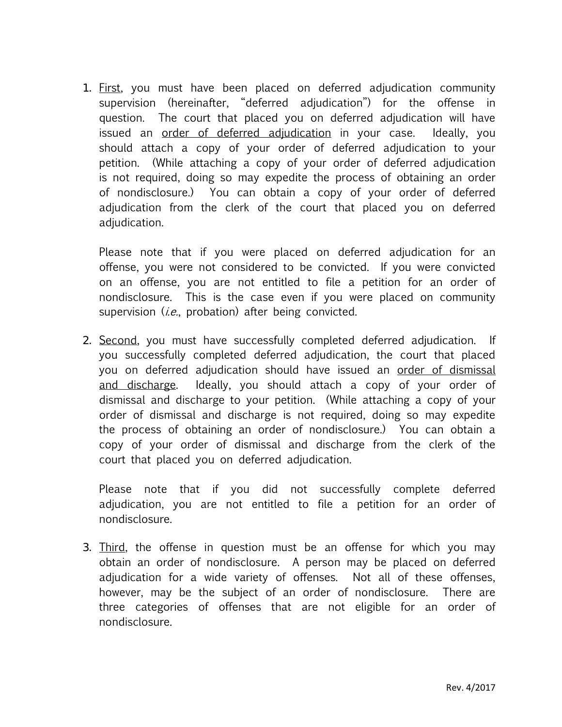1. First, you must have been placed on deferred adjudication community supervision (hereinafter, "deferred adjudication") for the offense in question. The court that placed you on deferred adjudication will have issued an order of deferred adjudication in your case. Ideally, you should attach a copy of your order of deferred adjudication to your petition. (While attaching a copy of your order of deferred adjudication is not required, doing so may expedite the process of obtaining an order of nondisclosure.) You can obtain a copy of your order of deferred adjudication from the clerk of the court that placed you on deferred adjudication.

   Please note that if you were placed on deferred adjudication for an offense, you were not considered to be convicted. If you were convicted on an offense, you are not entitled to file a petition for an order of nondisclosure. This is the case even if you were placed on community supervision (*i.e.*, probation) after being convicted.

2. Second, you must have successfully completed deferred adjudication. If you successfully completed deferred adjudication, the court that placed you on deferred adjudication should have issued an order of dismissal and discharge. Ideally, you should attach a copy of your order of dismissal and discharge to your petition. (While attaching a copy of your order of dismissal and discharge is not required, doing so may expedite the process of obtaining an order of nondisclosure.) You can obtain a copy of your order of dismissal and discharge from the clerk of the court that placed you on deferred adjudication.

   Please note that if you did not successfully complete deferred adjudication, you are not entitled to file a petition for an order of nondisclosure.

3. Third, the offense in question must be an offense for which you may obtain an order of nondisclosure. A person may be placed on deferred adjudication for a wide variety of offenses. Not all of these offenses, however, may be the subject of an order of nondisclosure. There are three categories of offenses that are not eligible for an order of nondisclosure.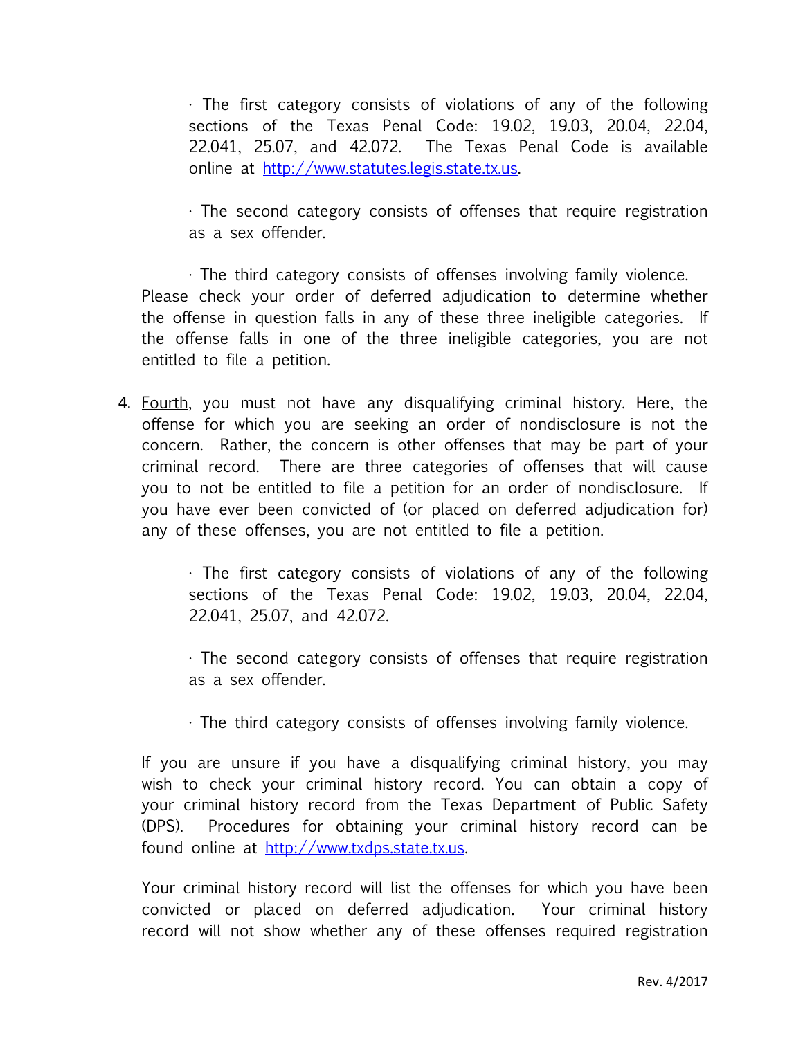· The first category consists of violations of any of the following sections of the Texas Penal Code: 19.02, 19.03, 20.04, 22.04, 22.041, 25.07, and 42.072. The Texas Penal Code is available online at http://www.statutes.legis.state.tx.us.

· The second category consists of offenses that require registration as a sex offender.

· The third category consists of offenses involving family violence.

Please check your order of deferred adjudication to determine whether the offense in question falls in any of these three ineligible categories. If the offense falls in one of the three ineligible categories, you are not entitled to file a petition.

4. Fourth, you must not have any disqualifying criminal history. Here, the offense for which you are seeking an order of nondisclosure is not the concern. Rather, the concern is other offenses that may be part of your criminal record. There are three categories of offenses that will cause you to not be entitled to file a petition for an order of nondisclosure. If you have ever been convicted of (or placed on deferred adjudication for) any of these offenses, you are not entitled to file a petition.

   · The first category consists of violations of any of the following sections of the Texas Penal Code: 19.02, 19.03, 20.04, 22.04, 22.041, 25.07, and 42.072.

   · The second category consists of offenses that require registration as a sex offender.

   · The third category consists of offenses involving family violence.

   If you are unsure if you have a disqualifying criminal history, you may wish to check your criminal history record. You can obtain a copy of your criminal history record from the Texas Department of Public Safety (DPS). Procedures for obtaining your criminal history record can be found online at http://www.txdps.state.tx.us.

   Your criminal history record will list the offenses for which you have been convicted or placed on deferred adjudication. Your criminal history record will not show whether any of these offenses required registration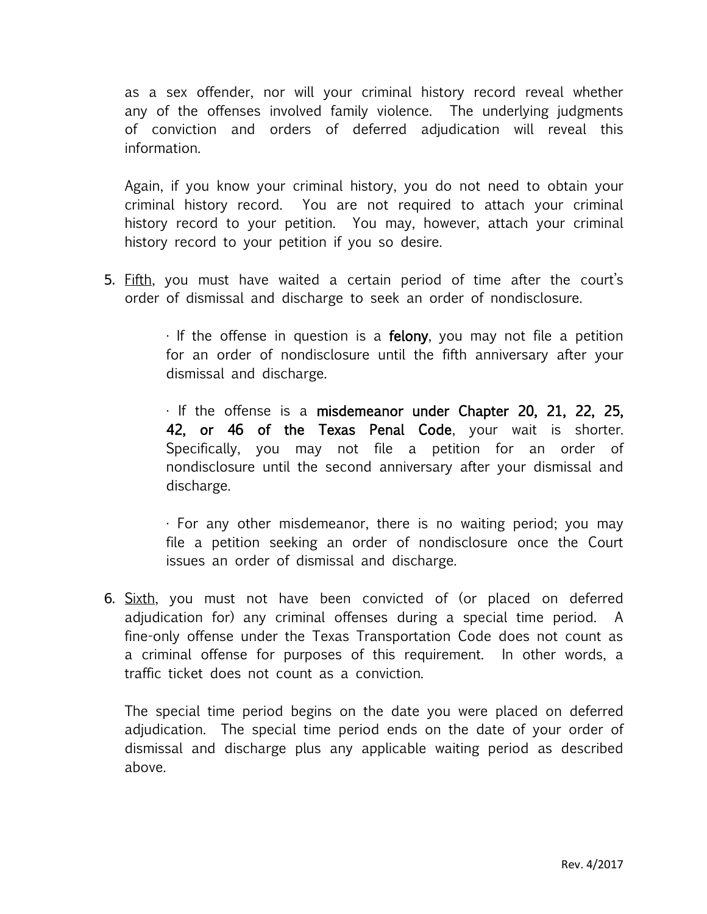as a sex offender, nor will your criminal history record reveal whether any of the offenses involved family violence. The underlying judgments of conviction and orders of deferred adjudication will reveal this information.

Again, if you know your criminal history, you do not need to obtain your criminal history record. You are not required to attach your criminal history record to your petition. You may, however, attach your criminal history record to your petition if you so desire.

5. Fifth, you must have waited a certain period of time after the court's order of dismissal and discharge to seek an order of nondisclosure.

   · If the offense in question is a **felony**, you may not file a petition for an order of nondisclosure until the fifth anniversary after your dismissal and discharge.

   · If the offense is a **misdemeanor under Chapter 20, 21, 22, 25, 42, or 46 of the Texas Penal Code**, your wait is shorter. Specifically, you may not file a petition for an order of nondisclosure until the second anniversary after your dismissal and discharge.

   · For any other misdemeanor, there is no waiting period; you may file a petition seeking an order of nondisclosure once the Court issues an order of dismissal and discharge.

6. Sixth, you must not have been convicted of (or placed on deferred adjudication for) any criminal offenses during a special time period. A fine-only offense under the Texas Transportation Code does not count as a criminal offense for purposes of this requirement. In other words, a traffic ticket does not count as a conviction.

   The special time period begins on the date you were placed on deferred adjudication. The special time period ends on the date of your order of dismissal and discharge plus any applicable waiting period as described above.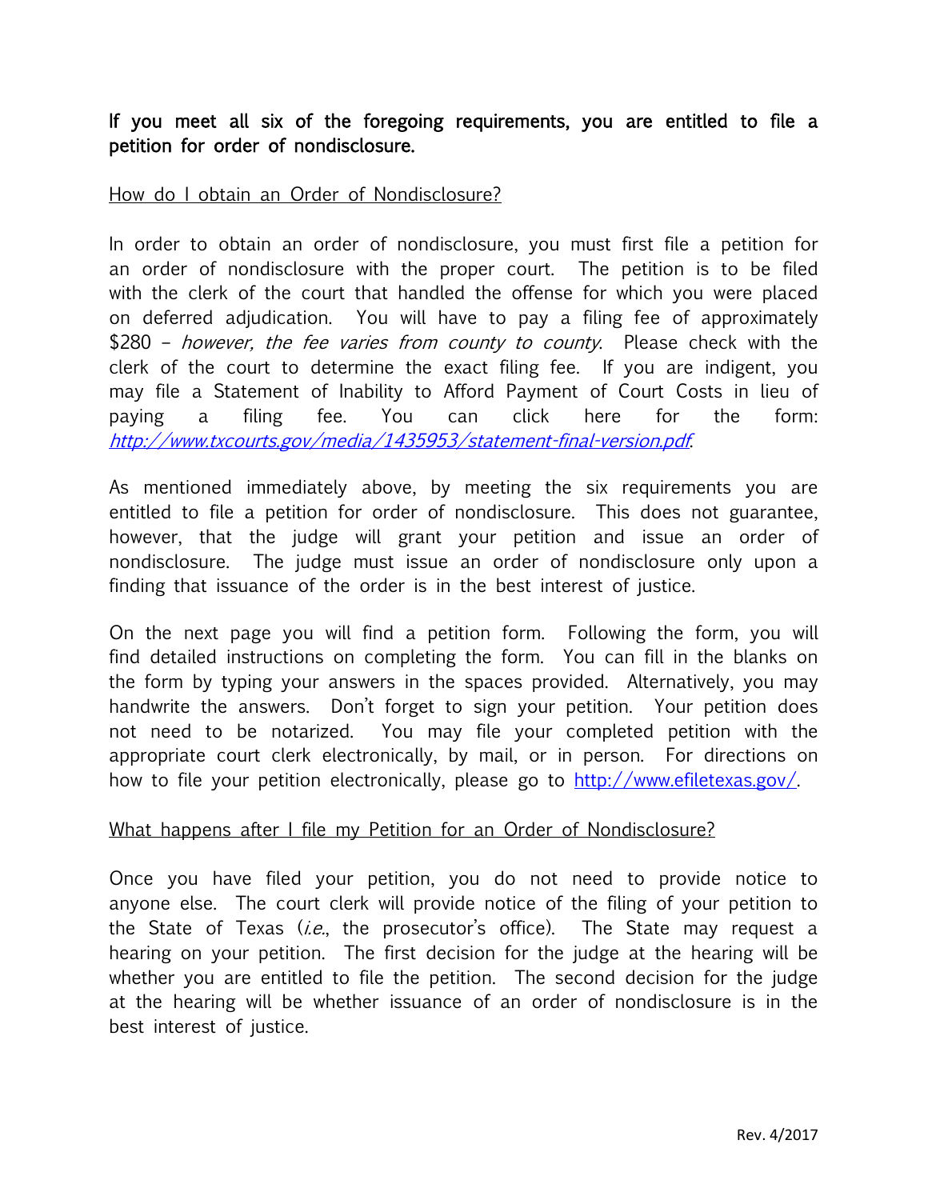**If you meet all six of the foregoing requirements, you are entitled to file a petition for order of nondisclosure.**

How do I obtain an Order of Nondisclosure?

In order to obtain an order of nondisclosure, you must first file a petition for an order of nondisclosure with the proper court. The petition is to be filed with the clerk of the court that handled the offense for which you were placed on deferred adjudication. You will have to pay a filing fee of approximately $280 – *however, the fee varies from county to county*. Please check with the clerk of the court to determine the exact filing fee. If you are indigent, you may file a Statement of Inability to Afford Payment of Court Costs in lieu of paying a filing fee. You can click here for the form: *http://www.txcourts.gov/media/1435953/statement-final-version.pdf*.

As mentioned immediately above, by meeting the six requirements you are entitled to file a petition for order of nondisclosure. This does not guarantee, however, that the judge will grant your petition and issue an order of nondisclosure. The judge must issue an order of nondisclosure only upon a finding that issuance of the order is in the best interest of justice.

On the next page you will find a petition form. Following the form, you will find detailed instructions on completing the form. You can fill in the blanks on the form by typing your answers in the spaces provided. Alternatively, you may handwrite the answers. Don't forget to sign your petition. Your petition does not need to be notarized. You may file your completed petition with the appropriate court clerk electronically, by mail, or in person. For directions on how to file your petition electronically, please go to http://www.efiletexas.gov/.

What happens after I file my Petition for an Order of Nondisclosure?

Once you have filed your petition, you do not need to provide notice to anyone else. The court clerk will provide notice of the filing of your petition to the State of Texas (*i.e.*, the prosecutor's office). The State may request a hearing on your petition. The first decision for the judge at the hearing will be whether you are entitled to file the petition. The second decision for the judge at the hearing will be whether issuance of an order of nondisclosure is in the best interest of justice.

Rev. 4/2017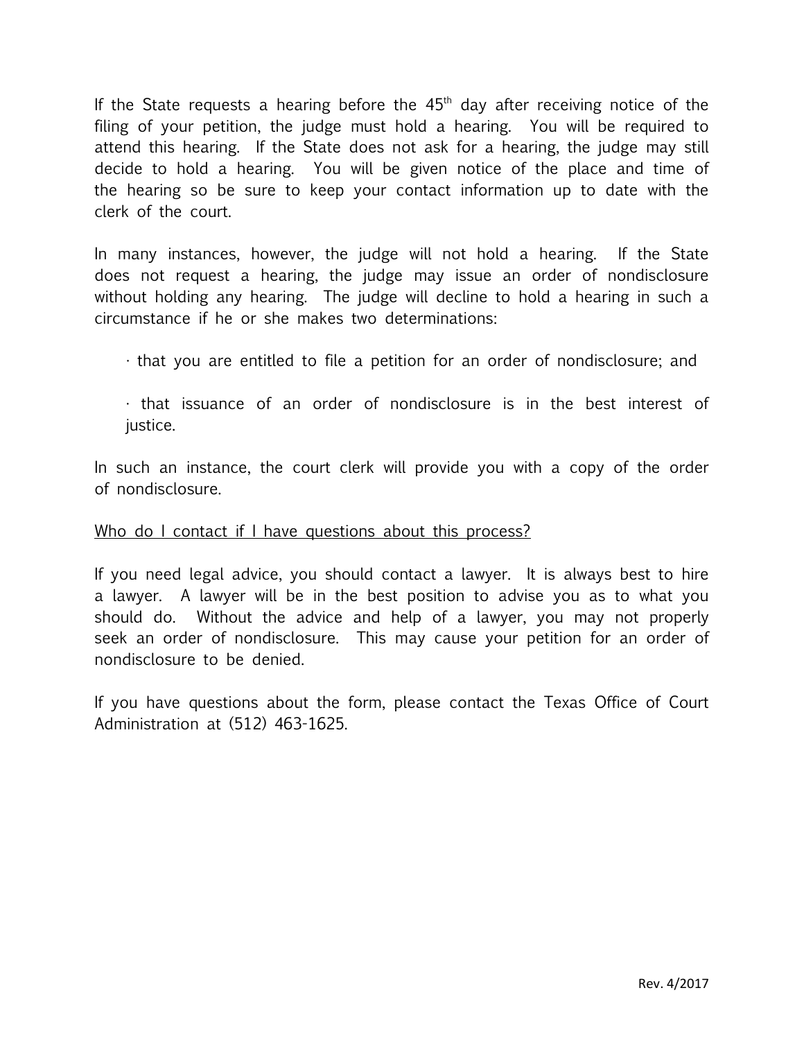If the State requests a hearing before the 45th day after receiving notice of the filing of your petition, the judge must hold a hearing. You will be required to attend this hearing. If the State does not ask for a hearing, the judge may still decide to hold a hearing. You will be given notice of the place and time of the hearing so be sure to keep your contact information up to date with the clerk of the court.

In many instances, however, the judge will not hold a hearing. If the State does not request a hearing, the judge may issue an order of nondisclosure without holding any hearing. The judge will decline to hold a hearing in such a circumstance if he or she makes two determinations:

- that you are entitled to file a petition for an order of nondisclosure; and
- that issuance of an order of nondisclosure is in the best interest of justice.

In such an instance, the court clerk will provide you with a copy of the order of nondisclosure.

<u>Who do I contact if I have questions about this process?</u>

If you need legal advice, you should contact a lawyer. It is always best to hire a lawyer. A lawyer will be in the best position to advise you as to what you should do. Without the advice and help of a lawyer, you may not properly seek an order of nondisclosure. This may cause your petition for an order of nondisclosure to be denied.

If you have questions about the form, please contact the Texas Office of Court Administration at (512) 463-1625.

Rev. 4/2017